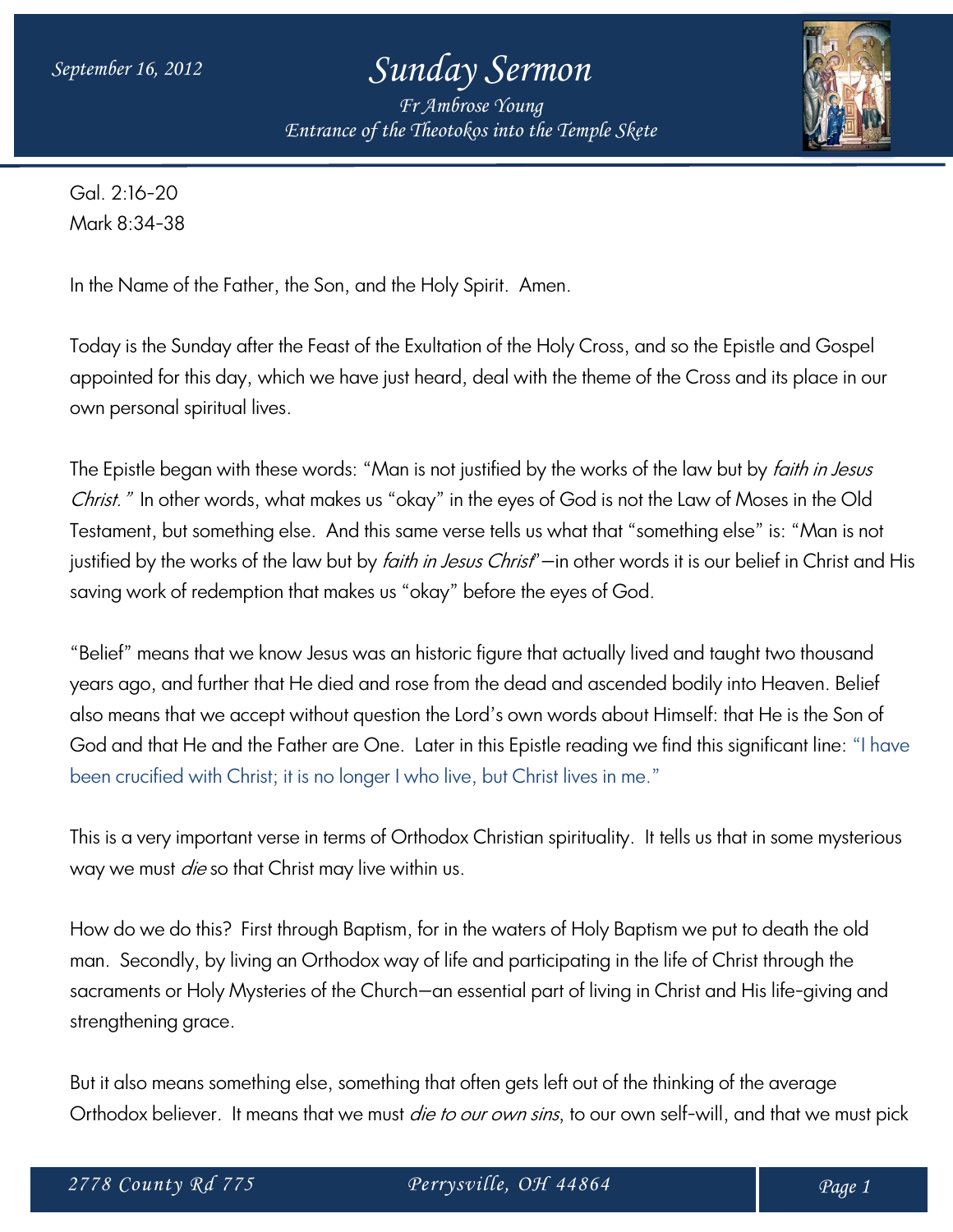September 16, 2012

# Sunday Sermon

*Fr Ambrose Young*

*Entrance of the Theotokos into the Temple Skete*

Gal. 2:16-20
Mark 8:34-38

In the Name of the Father, the Son, and the Holy Spirit. Amen.

Today is the Sunday after the Feast of the Exultation of the Holy Cross, and so the Epistle and Gospel appointed for this day, which we have just heard, deal with the theme of the Cross and its place in our own personal spiritual lives.

The Epistle began with these words: "Man is not justified by the works of the law but by *faith in Jesus Christ."* In other words, what makes us "okay" in the eyes of God is not the Law of Moses in the Old Testament, but something else. And this same verse tells us what that "something else" is: "Man is not justified by the works of the law but by *faith in Jesus Christ*"—in other words it is our belief in Christ and His saving work of redemption that makes us "okay" before the eyes of God.

"Belief" means that we know Jesus was an historic figure that actually lived and taught two thousand years ago, and further that He died and rose from the dead and ascended bodily into Heaven. Belief also means that we accept without question the Lord's own words about Himself: that He is the Son of God and that He and the Father are One. Later in this Epistle reading we find this significant line: "I have been crucified with Christ; it is no longer I who live, but Christ lives in me."

This is a very important verse in terms of Orthodox Christian spirituality. It tells us that in some mysterious way we must *die* so that Christ may live within us.

How do we do this? First through Baptism, for in the waters of Holy Baptism we put to death the old man. Secondly, by living an Orthodox way of life and participating in the life of Christ through the sacraments or Holy Mysteries of the Church—an essential part of living in Christ and His life-giving and strengthening grace.

But it also means something else, something that often gets left out of the thinking of the average Orthodox believer. It means that we must *die to our own sins*, to our own self-will, and that we must pick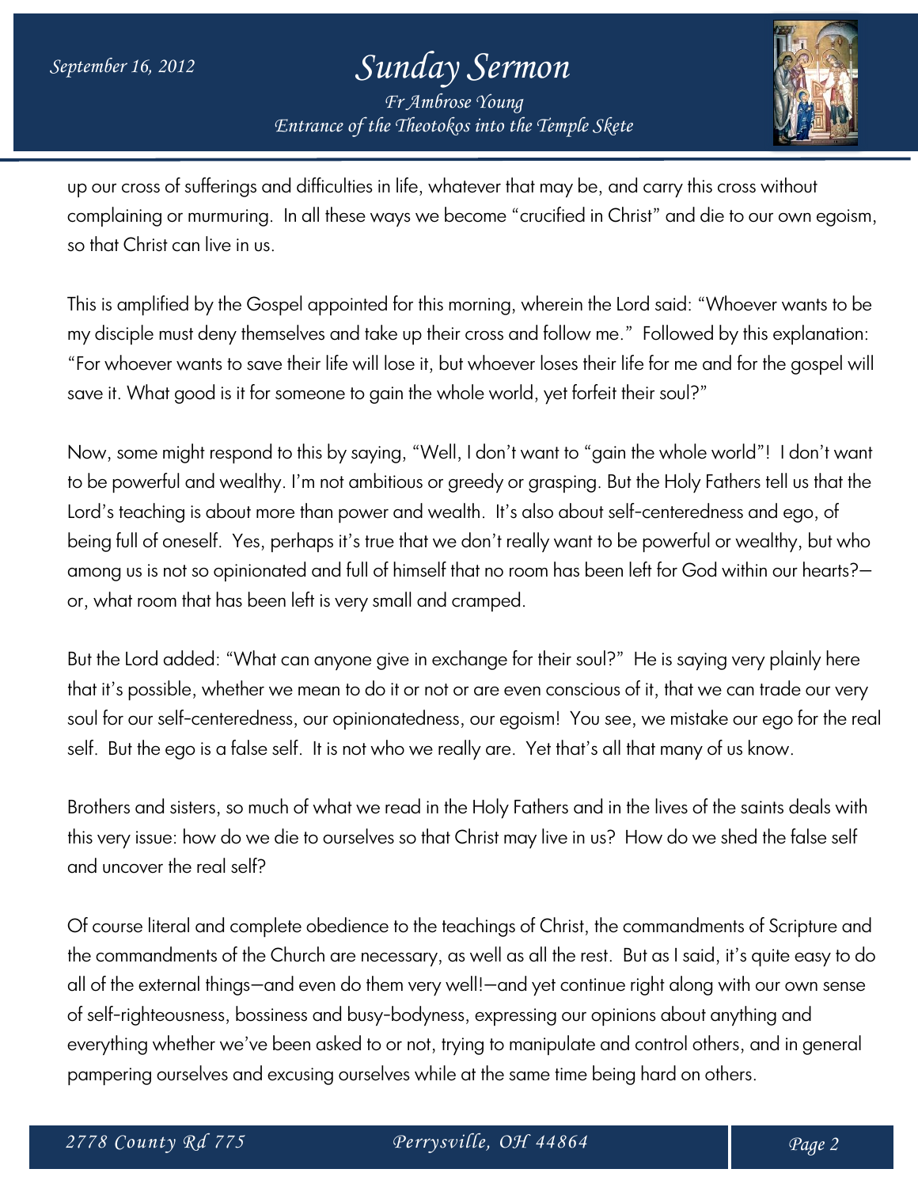up our cross of sufferings and difficulties in life, whatever that may be, and carry this cross without complaining or murmuring. In all these ways we become "crucified in Christ" and die to our own egoism, so that Christ can live in us.

This is amplified by the Gospel appointed for this morning, wherein the Lord said: "Whoever wants to be my disciple must deny themselves and take up their cross and follow me." Followed by this explanation: "For whoever wants to save their life will lose it, but whoever loses their life for me and for the gospel will save it. What good is it for someone to gain the whole world, yet forfeit their soul?"

Now, some might respond to this by saying, "Well, I don't want to "gain the whole world"! I don't want to be powerful and wealthy. I'm not ambitious or greedy or grasping. But the Holy Fathers tell us that the Lord's teaching is about more than power and wealth. It's also about self-centeredness and ego, of being full of oneself. Yes, perhaps it's true that we don't really want to be powerful or wealthy, but who among us is not so opinionated and full of himself that no room has been left for God within our hearts?—or, what room that has been left is very small and cramped.

But the Lord added: "What can anyone give in exchange for their soul?" He is saying very plainly here that it's possible, whether we mean to do it or not or are even conscious of it, that we can trade our very soul for our self-centeredness, our opinionatedness, our egoism! You see, we mistake our ego for the real self. But the ego is a false self. It is not who we really are. Yet that's all that many of us know.

Brothers and sisters, so much of what we read in the Holy Fathers and in the lives of the saints deals with this very issue: how do we die to ourselves so that Christ may live in us? How do we shed the false self and uncover the real self?

Of course literal and complete obedience to the teachings of Christ, the commandments of Scripture and the commandments of the Church are necessary, as well as all the rest. But as I said, it's quite easy to do all of the external things—and even do them very well!—and yet continue right along with our own sense of self-righteousness, bossiness and busy-bodyness, expressing our opinions about anything and everything whether we've been asked to or not, trying to manipulate and control others, and in general pampering ourselves and excusing ourselves while at the same time being hard on others.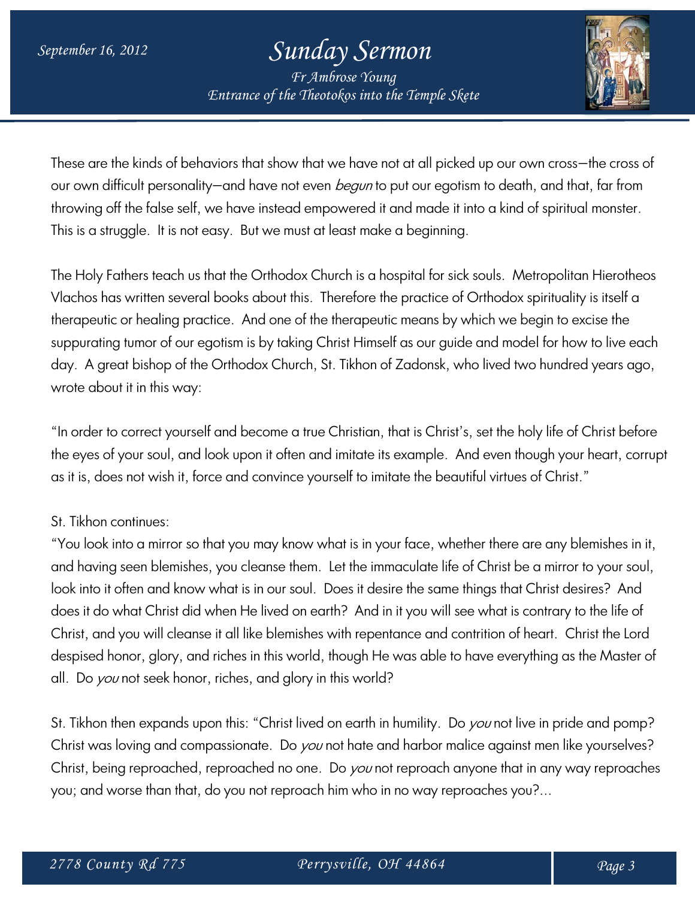These are the kinds of behaviors that show that we have not at all picked up our own cross—the cross of our own difficult personality—and have not even *begun* to put our egotism to death, and that, far from throwing off the false self, we have instead empowered it and made it into a kind of spiritual monster. This is a struggle. It is not easy. But we must at least make a beginning.

The Holy Fathers teach us that the Orthodox Church is a hospital for sick souls. Metropolitan Hierotheos Vlachos has written several books about this. Therefore the practice of Orthodox spirituality is itself a therapeutic or healing practice. And one of the therapeutic means by which we begin to excise the suppurating tumor of our egotism is by taking Christ Himself as our guide and model for how to live each day. A great bishop of the Orthodox Church, St. Tikhon of Zadonsk, who lived two hundred years ago, wrote about it in this way:

"In order to correct yourself and become a true Christian, that is Christ's, set the holy life of Christ before the eyes of your soul, and look upon it often and imitate its example. And even though your heart, corrupt as it is, does not wish it, force and convince yourself to imitate the beautiful virtues of Christ."

St. Tikhon continues:
"You look into a mirror so that you may know what is in your face, whether there are any blemishes in it, and having seen blemishes, you cleanse them. Let the immaculate life of Christ be a mirror to your soul, look into it often and know what is in our soul. Does it desire the same things that Christ desires? And does it do what Christ did when He lived on earth? And in it you will see what is contrary to the life of Christ, and you will cleanse it all like blemishes with repentance and contrition of heart. Christ the Lord despised honor, glory, and riches in this world, though He was able to have everything as the Master of all. Do *you* not seek honor, riches, and glory in this world?

St. Tikhon then expands upon this: "Christ lived on earth in humility. Do *you* not live in pride and pomp? Christ was loving and compassionate. Do *you* not hate and harbor malice against men like yourselves? Christ, being reproached, reproached no one. Do *you* not reproach anyone that in any way reproaches you; and worse than that, do you not reproach him who in no way reproaches you?...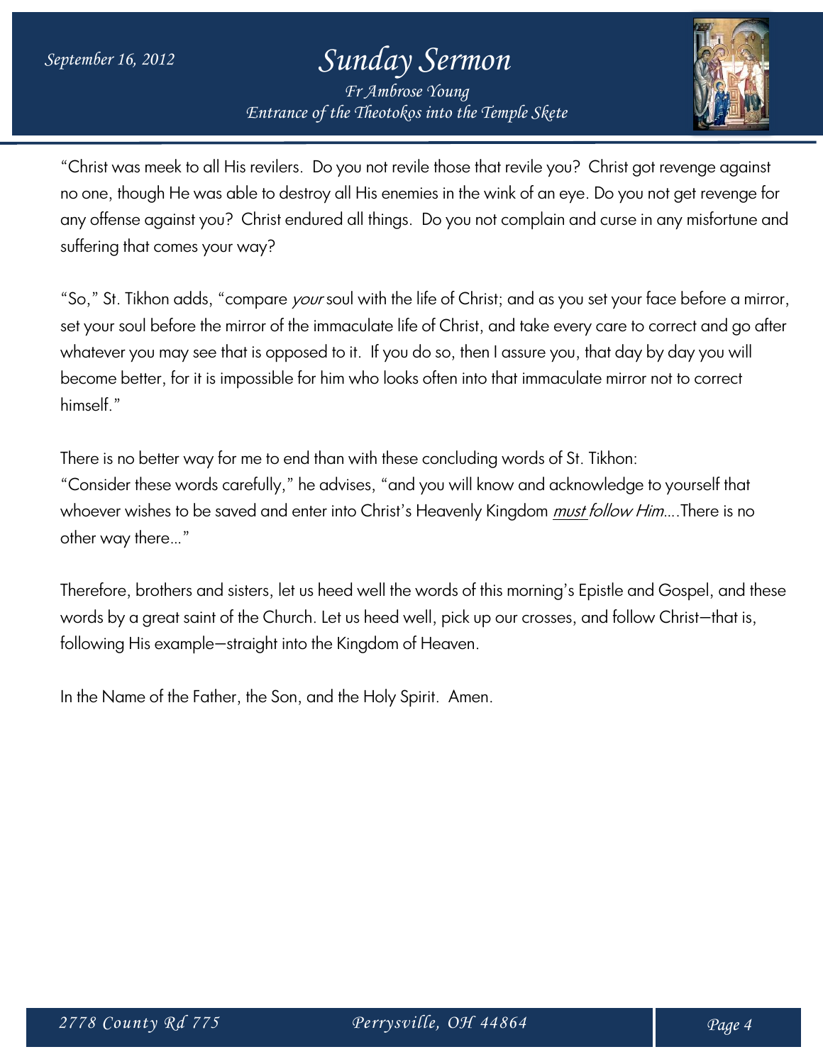“Christ was meek to all His revilers. Do you not revile those that revile you? Christ got revenge against no one, though He was able to destroy all His enemies in the wink of an eye. Do you not get revenge for any offense against you? Christ endured all things. Do you not complain and curse in any misfortune and suffering that comes your way?

“So,” St. Tikhon adds, “compare *your* soul with the life of Christ; and as you set your face before a mirror, set your soul before the mirror of the immaculate life of Christ, and take every care to correct and go after whatever you may see that is opposed to it. If you do so, then I assure you, that day by day you will become better, for it is impossible for him who looks often into that immaculate mirror not to correct himself.”

There is no better way for me to end than with these concluding words of St. Tikhon:
“Consider these words carefully,” he advises, “and you will know and acknowledge to yourself that whoever wishes to be saved and enter into Christ’s Heavenly Kingdom ***must** follow Him*....There is no other way there…”

Therefore, brothers and sisters, let us heed well the words of this morning’s Epistle and Gospel, and these words by a great saint of the Church. Let us heed well, pick up our crosses, and follow Christ—that is, following His example—straight into the Kingdom of Heaven.

In the Name of the Father, the Son, and the Holy Spirit. Amen.